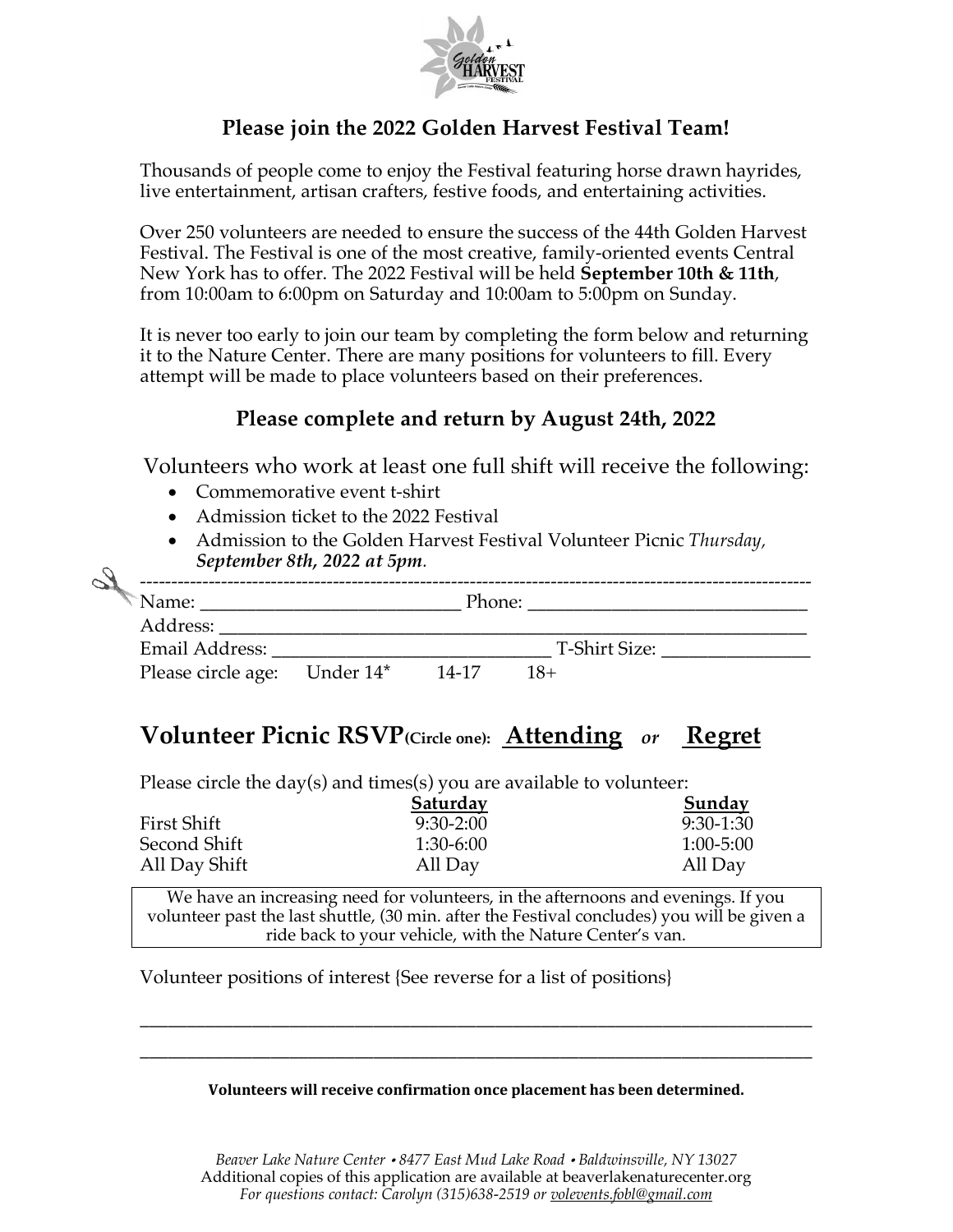## Please join the 2022 Golden Harvest Festival Team!

Thousands of people come to enjoy the Festival featuring horse drawn hayrides, live entertainment, artisan crafters, festive foods, and entertaining activities.

Over 250 volunteers are needed to ensure the success of the 44th Golden Harvest Festival. The Festival is one of the most creative, family-oriented events Central New York has to offer. The 2022 Festival will be held **September 10th & 11th**, from 10:00am to 6:00pm on Saturday and 10:00am to 5:00pm on Sunday.

It is never too early to join our team by completing the form below and returning it to the Nature Center. There are many positions for volunteers to fill. Every attempt will be made to place volunteers based on their preferences.

### Please complete and return by August 24th, 2022

Volunteers who work at least one full shift will receive the following:

- Commemorative event t-shirt
- Admission ticket to the 2022 Festival
- Admission to the Golden Harvest Festival Volunteer Picnic *Thursday, September 8th, 2022 at 5pm*.

---

Name: ____________________________ Phone: ______________________________

Address: ______________________________________________________________

Email Address: ______________________________ T-Shirt Size: ________________

Please circle age: Under 14* 14-17 18+

## Volunteer Picnic RSVP (Circle one): Attending *or* Regret

Please circle the day(s) and times(s) you are available to volunteer:

| | Saturday | Sunday |
|---|---|---|
| First Shift | 9:30-2:00 | 9:30-1:30 |
| Second Shift | 1:30-6:00 | 1:00-5:00 |
| All Day Shift | All Day | All Day |

We have an increasing need for volunteers, in the afternoons and evenings. If you volunteer past the last shuttle, (30 min. after the Festival concludes) you will be given a ride back to your vehicle, with the Nature Center's van.

Volunteer positions of interest {See reverse for a list of positions}

______________________________________________________________________________

______________________________________________________________________________

**Volunteers will receive confirmation once placement has been determined.**

*Beaver Lake Nature Center • 8477 East Mud Lake Road • Baldwinsville, NY 13027*
Additional copies of this application are available at beaverlakenaturecenter.org
*For questions contact: Carolyn (315)638-2519 or volevents.fobl@gmail.com*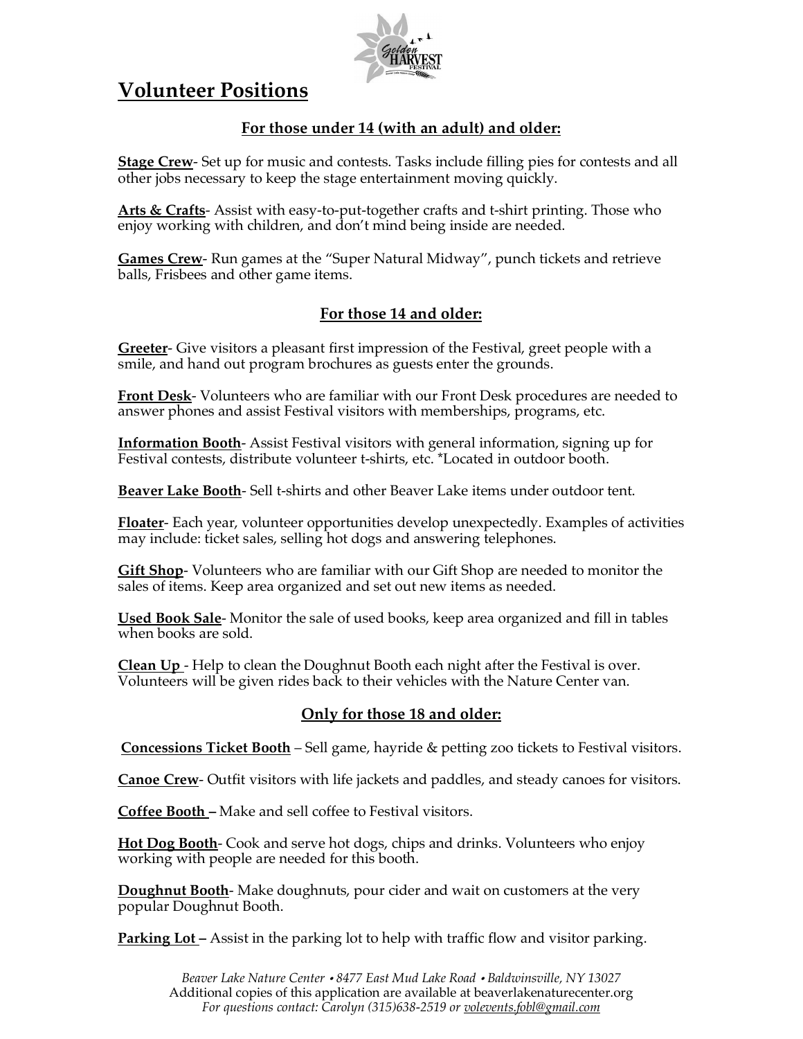# Volunteer Positions

## For those under 14 (with an adult) and older:

**Stage Crew**- Set up for music and contests. Tasks include filling pies for contests and all other jobs necessary to keep the stage entertainment moving quickly.

**Arts & Crafts**- Assist with easy-to-put-together crafts and t-shirt printing. Those who enjoy working with children, and don't mind being inside are needed.

**Games Crew**- Run games at the "Super Natural Midway", punch tickets and retrieve balls, Frisbees and other game items.

## For those 14 and older:

**Greeter**- Give visitors a pleasant first impression of the Festival, greet people with a smile, and hand out program brochures as guests enter the grounds.

**Front Desk**- Volunteers who are familiar with our Front Desk procedures are needed to answer phones and assist Festival visitors with memberships, programs, etc.

**Information Booth**- Assist Festival visitors with general information, signing up for Festival contests, distribute volunteer t-shirts, etc. *Located in outdoor booth.

**Beaver Lake Booth**- Sell t-shirts and other Beaver Lake items under outdoor tent.

**Floater**- Each year, volunteer opportunities develop unexpectedly. Examples of activities may include: ticket sales, selling hot dogs and answering telephones.

**Gift Shop**- Volunteers who are familiar with our Gift Shop are needed to monitor the sales of items. Keep area organized and set out new items as needed.

**Used Book Sale**- Monitor the sale of used books, keep area organized and fill in tables when books are sold.

**Clean Up** - Help to clean the Doughnut Booth each night after the Festival is over. Volunteers will be given rides back to their vehicles with the Nature Center van.

## Only for those 18 and older:

**Concessions Ticket Booth** – Sell game, hayride & petting zoo tickets to Festival visitors.

**Canoe Crew**- Outfit visitors with life jackets and paddles, and steady canoes for visitors.

**Coffee Booth** – Make and sell coffee to Festival visitors.

**Hot Dog Booth**- Cook and serve hot dogs, chips and drinks. Volunteers who enjoy working with people are needed for this booth.

**Doughnut Booth**- Make doughnuts, pour cider and wait on customers at the very popular Doughnut Booth.

**Parking Lot** – Assist in the parking lot to help with traffic flow and visitor parking.

*Beaver Lake Nature Center • 8477 East Mud Lake Road • Baldwinsville, NY 13027*
Additional copies of this application are available at beaverlakenaturecenter.org
*For questions contact: Carolyn (315)638-2519 or volevents.fobl@gmail.com*